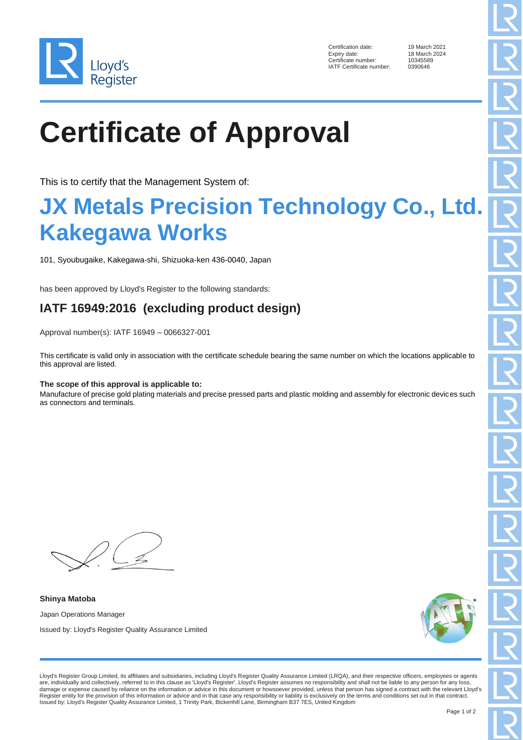Lloyd's Register

| | |
|---|---|
| Certification date: | 19 March 2021 |
| Expiry date: | 18 March 2024 |
| Certificate number: | 10345589 |
| IATF Certificate number: | 0390646 |

# Certificate of Approval

This is to certify that the Management System of:

## JX Metals Precision Technology Co., Ltd. Kakegawa Works

101, Syoubugaike, Kakegawa-shi, Shizuoka-ken 436-0040, Japan

has been approved by Lloyd's Register to the following standards:

### IATF 16949:2016 (excluding product design)

Approval number(s): IATF 16949 – 0066327-001

This certificate is valid only in association with the certificate schedule bearing the same number on which the locations applicable to this approval are listed.

**The scope of this approval is applicable to:**
Manufacture of precise gold plating materials and precise pressed parts and plastic molding and assembly for electronic devices such as connectors and terminals.

**Shinya Matoba**

Japan Operations Manager

Issued by: Lloyd's Register Quality Assurance Limited

Lloyd's Register Group Limited, its affiliates and subsidiaries, including Lloyd's Register Quality Assurance Limited (LRQA), and their respective officers, employees or agents are, individually and collectively, referred to in this clause as 'Lloyd's Register'. Lloyd's Register assumes no responsibility and shall not be liable to any person for any loss, damage or expense caused by reliance on the information or advice in this document or howsoever provided, unless that person has signed a contract with the relevant Lloyd's Register entity for the provision of this information or advice and in that case any responsibility or liability is exclusively on the terms and conditions set out in that contract.
Issued by: Lloyd's Register Quality Assurance Limited, 1 Trinity Park, Bickenhill Lane, Birmingham B37 7ES, United Kingdom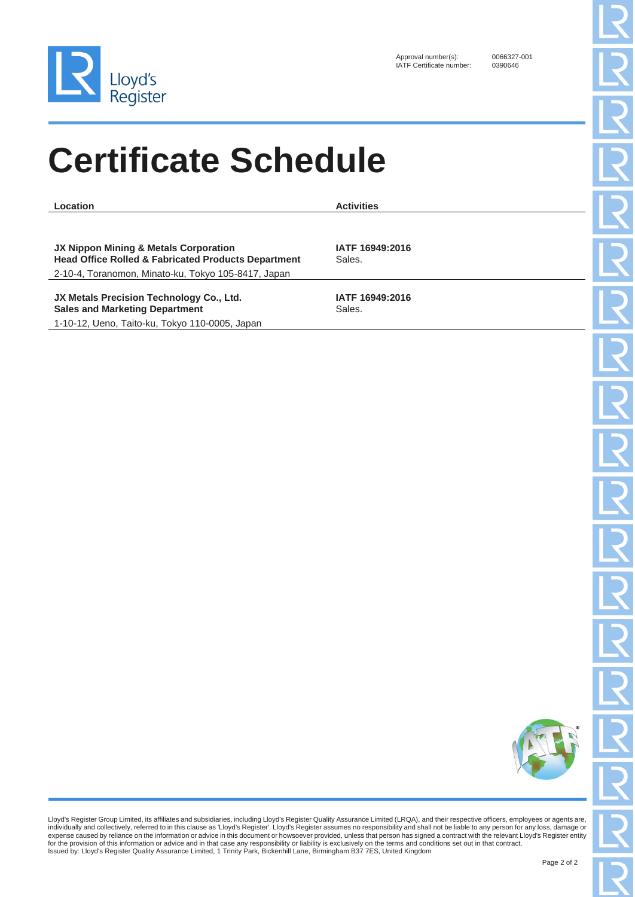Approval number(s): 0066327-001
IATF Certificate number: 0390646

# Certificate Schedule

| Location | Activities |
| --- | --- |
| **JX Nippon Mining & Metals Corporation**<br>**Head Office Rolled & Fabricated Products Department**<br>2-10-4, Toranomon, Minato-ku, Tokyo 105-8417, Japan | **IATF 16949:2016**<br>Sales. |
| **JX Metals Precision Technology Co., Ltd.**<br>**Sales and Marketing Department**<br>1-10-12, Ueno, Taito-ku, Tokyo 110-0005, Japan | **IATF 16949:2016**<br>Sales. |

Lloyd's Register Group Limited, its affiliates and subsidiaries, including Lloyd's Register Quality Assurance Limited (LRQA), and their respective officers, employees or agents are, individually and collectively, referred to in this clause as 'Lloyd's Register'. Lloyd's Register assumes no responsibility and shall not be liable to any person for any loss, damage or expense caused by reliance on the information or advice in this document or howsoever provided, unless that person has signed a contract with the relevant Lloyd's Register entity for the provision of this information or advice and in that case any responsibility or liability is exclusively on the terms and conditions set out in that contract.
Issued by: Lloyd's Register Quality Assurance Limited, 1 Trinity Park, Bickenhill Lane, Birmingham B37 7ES, United Kingdom